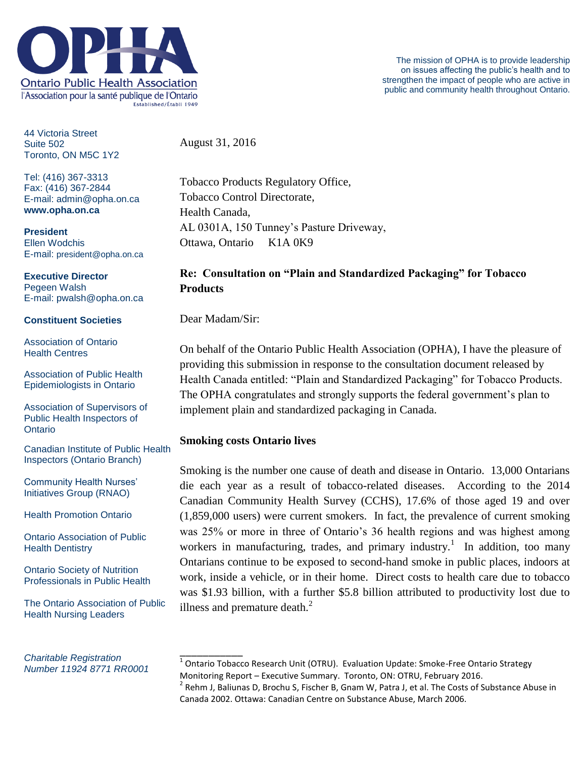**Ontario Public Health Association**
l'Association pour la santé publique de l'Ontario
Established/Établi 1949

The mission of OPHA is to provide leadership on issues affecting the public's health and to strengthen the impact of people who are active in public and community health throughout Ontario.

44 Victoria Street
Suite 502
Toronto, ON M5C 1Y2

Tel: (416) 367-3313
Fax: (416) 367-2844
E-mail: admin@opha.on.ca
**www.opha.on.ca**

**President**
Ellen Wodchis
E-mail: president@opha.on.ca

**Executive Director**
Pegeen Walsh
E-mail: pwalsh@opha.on.ca

**Constituent Societies**

Association of Ontario Health Centres

Association of Public Health Epidemiologists in Ontario

Association of Supervisors of Public Health Inspectors of Ontario

Canadian Institute of Public Health Inspectors (Ontario Branch)

Community Health Nurses' Initiatives Group (RNAO)

Health Promotion Ontario

Ontario Association of Public Health Dentistry

Ontario Society of Nutrition Professionals in Public Health

The Ontario Association of Public Health Nursing Leaders

*Charitable Registration Number 11924 8771 RR0001*

August 31, 2016

Tobacco Products Regulatory Office,
Tobacco Control Directorate,
Health Canada,
AL 0301A, 150 Tunney's Pasture Driveway,
Ottawa, Ontario K1A 0K9

**Re: Consultation on "Plain and Standardized Packaging" for Tobacco Products**

Dear Madam/Sir:

On behalf of the Ontario Public Health Association (OPHA), I have the pleasure of providing this submission in response to the consultation document released by Health Canada entitled: "Plain and Standardized Packaging" for Tobacco Products. The OPHA congratulates and strongly supports the federal government's plan to implement plain and standardized packaging in Canada.

**Smoking costs Ontario lives**

Smoking is the number one cause of death and disease in Ontario. 13,000 Ontarians die each year as a result of tobacco-related diseases. According to the 2014 Canadian Community Health Survey (CCHS), 17.6% of those aged 19 and over (1,859,000 users) were current smokers. In fact, the prevalence of current smoking was 25% or more in three of Ontario's 36 health regions and was highest among workers in manufacturing, trades, and primary industry.[1] In addition, too many Ontarians continue to be exposed to second-hand smoke in public places, indoors at work, inside a vehicle, or in their home. Direct costs to health care due to tobacco was $1.93 billion, with a further $5.8 billion attributed to productivity lost due to illness and premature death.[2]

---

[1] Ontario Tobacco Research Unit (OTRU). Evaluation Update: Smoke-Free Ontario Strategy Monitoring Report – Executive Summary. Toronto, ON: OTRU, February 2016.

[2] Rehm J, Baliunas D, Brochu S, Fischer B, Gnam W, Patra J, et al. The Costs of Substance Abuse in Canada 2002. Ottawa: Canadian Centre on Substance Abuse, March 2006.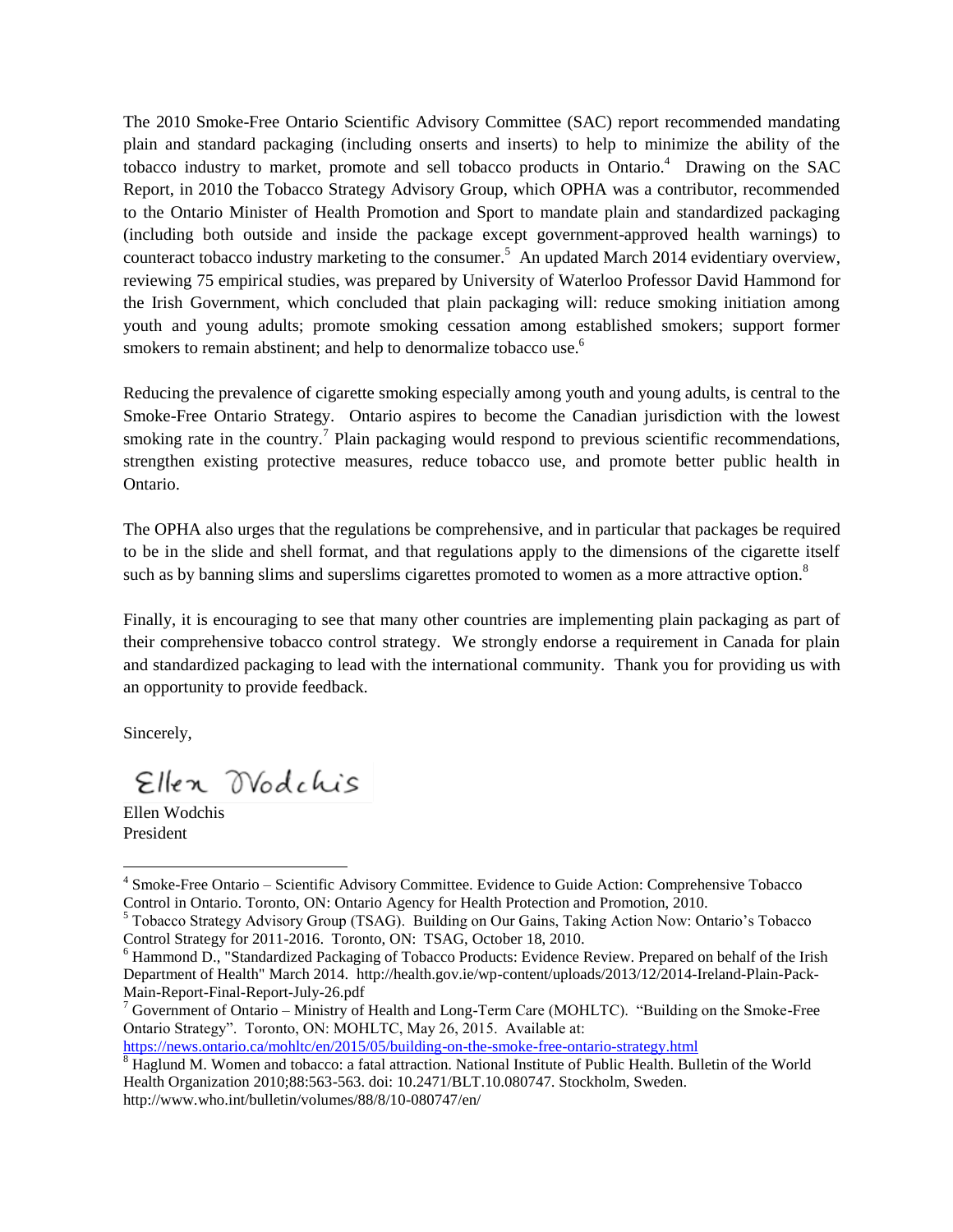The 2010 Smoke-Free Ontario Scientific Advisory Committee (SAC) report recommended mandating plain and standard packaging (including onserts and inserts) to help to minimize the ability of the tobacco industry to market, promote and sell tobacco products in Ontario.[4] Drawing on the SAC Report, in 2010 the Tobacco Strategy Advisory Group, which OPHA was a contributor, recommended to the Ontario Minister of Health Promotion and Sport to mandate plain and standardized packaging (including both outside and inside the package except government-approved health warnings) to counteract tobacco industry marketing to the consumer.[5] An updated March 2014 evidentiary overview, reviewing 75 empirical studies, was prepared by University of Waterloo Professor David Hammond for the Irish Government, which concluded that plain packaging will: reduce smoking initiation among youth and young adults; promote smoking cessation among established smokers; support former smokers to remain abstinent; and help to denormalize tobacco use.[6]

Reducing the prevalence of cigarette smoking especially among youth and young adults, is central to the Smoke-Free Ontario Strategy. Ontario aspires to become the Canadian jurisdiction with the lowest smoking rate in the country.[7] Plain packaging would respond to previous scientific recommendations, strengthen existing protective measures, reduce tobacco use, and promote better public health in Ontario.

The OPHA also urges that the regulations be comprehensive, and in particular that packages be required to be in the slide and shell format, and that regulations apply to the dimensions of the cigarette itself such as by banning slims and superslims cigarettes promoted to women as a more attractive option.[8]

Finally, it is encouraging to see that many other countries are implementing plain packaging as part of their comprehensive tobacco control strategy. We strongly endorse a requirement in Canada for plain and standardized packaging to lead with the international community. Thank you for providing us with an opportunity to provide feedback.

Sincerely,

Ellen Wodchis

Ellen Wodchis
President

---

[4] Smoke-Free Ontario – Scientific Advisory Committee. Evidence to Guide Action: Comprehensive Tobacco Control in Ontario. Toronto, ON: Ontario Agency for Health Protection and Promotion, 2010.

[5] Tobacco Strategy Advisory Group (TSAG). Building on Our Gains, Taking Action Now: Ontario's Tobacco Control Strategy for 2011-2016. Toronto, ON: TSAG, October 18, 2010.

[6] Hammond D., "Standardized Packaging of Tobacco Products: Evidence Review. Prepared on behalf of the Irish Department of Health" March 2014. http://health.gov.ie/wp-content/uploads/2013/12/2014-Ireland-Plain-Pack-Main-Report-Final-Report-July-26.pdf

[7] Government of Ontario – Ministry of Health and Long-Term Care (MOHLTC). "Building on the Smoke-Free Ontario Strategy". Toronto, ON: MOHLTC, May 26, 2015. Available at: https://news.ontario.ca/mohltc/en/2015/05/building-on-the-smoke-free-ontario-strategy.html

[8] Haglund M. Women and tobacco: a fatal attraction. National Institute of Public Health. Bulletin of the World Health Organization 2010;88:563-563. doi: 10.2471/BLT.10.080747. Stockholm, Sweden. http://www.who.int/bulletin/volumes/88/8/10-080747/en/